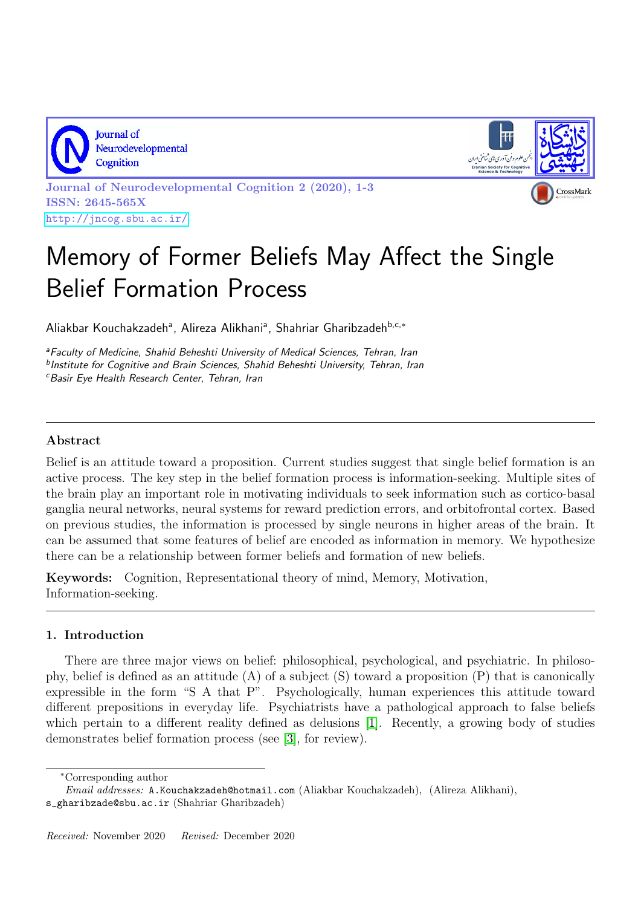# Memory of Former Beliefs May Affect the Single Belief Formation Process

Aliakbar Kouchakzadeh[a], Alireza Alikhani[a], Shahriar Gharibzadeh[b,c,*]

[a]*Faculty of Medicine, Shahid Beheshti University of Medical Sciences, Tehran, Iran*
[b]*Institute for Cognitive and Brain Sciences, Shahid Beheshti University, Tehran, Iran*
[c]*Basir Eye Health Research Center, Tehran, Iran*

---

### Abstract

Belief is an attitude toward a proposition. Current studies suggest that single belief formation is an active process. The key step in the belief formation process is information-seeking. Multiple sites of the brain play an important role in motivating individuals to seek information such as cortico-basal ganglia neural networks, neural systems for reward prediction errors, and orbitofrontal cortex. Based on previous studies, the information is processed by single neurons in higher areas of the brain. It can be assumed that some features of belief are encoded as information in memory. We hypothesize there can be a relationship between former beliefs and formation of new beliefs.

**Keywords:** Cognition, Representational theory of mind, Memory, Motivation, Information-seeking.

---

## 1. Introduction

There are three major views on belief: philosophical, psychological, and psychiatric. In philosophy, belief is defined as an attitude (A) of a subject (S) toward a proposition (P) that is canonically expressible in the form "S A that P". Psychologically, human experiences this attitude toward different prepositions in everyday life. Psychiatrists have a pathological approach to false beliefs which pertain to a different reality defined as delusions [1]. Recently, a growing body of studies demonstrates belief formation process (see [3], for review).

---

*Corresponding author

*Email addresses:* A.Kouchakzadeh@hotmail.com (Aliakbar Kouchakzadeh), (Alireza Alikhani), s_gharibzade@sbu.ac.ir (Shahriar Gharibzadeh)

*Received:* November 2020 *Revised:* December 2020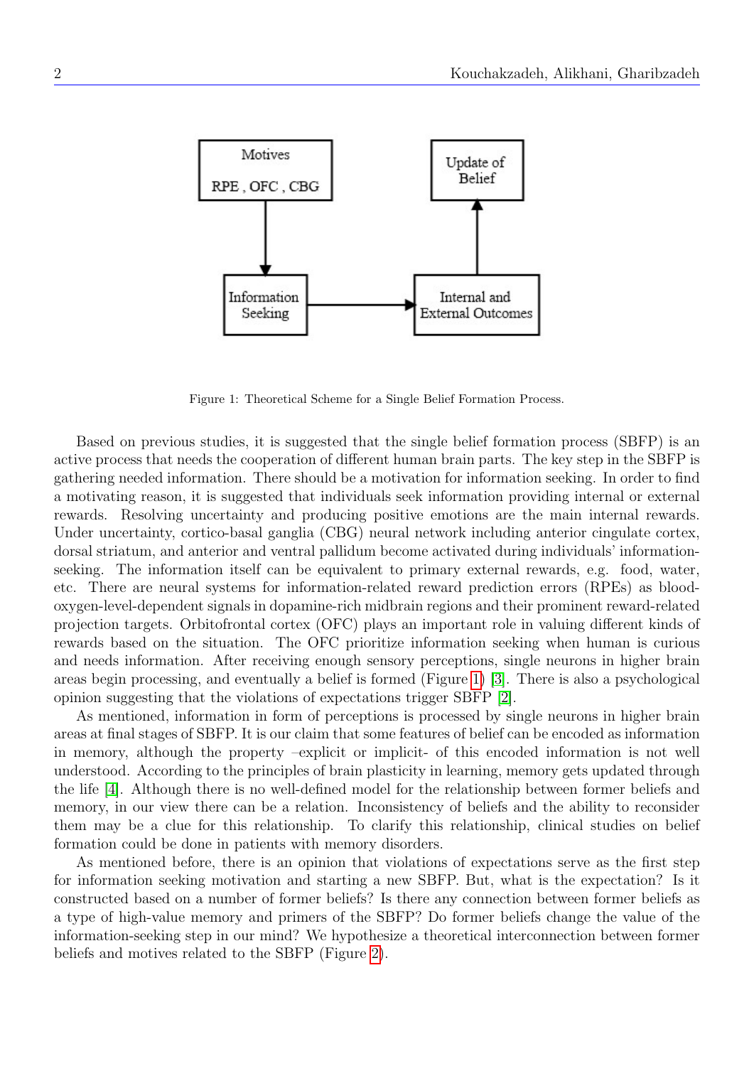Figure 1: Theoretical Scheme for a Single Belief Formation Process.

Based on previous studies, it is suggested that the single belief formation process (SBFP) is an active process that needs the cooperation of different human brain parts. The key step in the SBFP is gathering needed information. There should be a motivation for information seeking. In order to find a motivating reason, it is suggested that individuals seek information providing internal or external rewards. Resolving uncertainty and producing positive emotions are the main internal rewards. Under uncertainty, cortico-basal ganglia (CBG) neural network including anterior cingulate cortex, dorsal striatum, and anterior and ventral pallidum become activated during individuals' information-seeking. The information itself can be equivalent to primary external rewards, e.g. food, water, etc. There are neural systems for information-related reward prediction errors (RPEs) as blood-oxygen-level-dependent signals in dopamine-rich midbrain regions and their prominent reward-related projection targets. Orbitofrontal cortex (OFC) plays an important role in valuing different kinds of rewards based on the situation. The OFC prioritize information seeking when human is curious and needs information. After receiving enough sensory perceptions, single neurons in higher brain areas begin processing, and eventually a belief is formed (Figure 1) [3]. There is also a psychological opinion suggesting that the violations of expectations trigger SBFP [2].

As mentioned, information in form of perceptions is processed by single neurons in higher brain areas at final stages of SBFP. It is our claim that some features of belief can be encoded as information in memory, although the property –explicit or implicit- of this encoded information is not well understood. According to the principles of brain plasticity in learning, memory gets updated through the life [4]. Although there is no well-defined model for the relationship between former beliefs and memory, in our view there can be a relation. Inconsistency of beliefs and the ability to reconsider them may be a clue for this relationship. To clarify this relationship, clinical studies on belief formation could be done in patients with memory disorders.

As mentioned before, there is an opinion that violations of expectations serve as the first step for information seeking motivation and starting a new SBFP. But, what is the expectation? Is it constructed based on a number of former beliefs? Is there any connection between former beliefs as a type of high-value memory and primers of the SBFP? Do former beliefs change the value of the information-seeking step in our mind? We hypothesize a theoretical interconnection between former beliefs and motives related to the SBFP (Figure 2).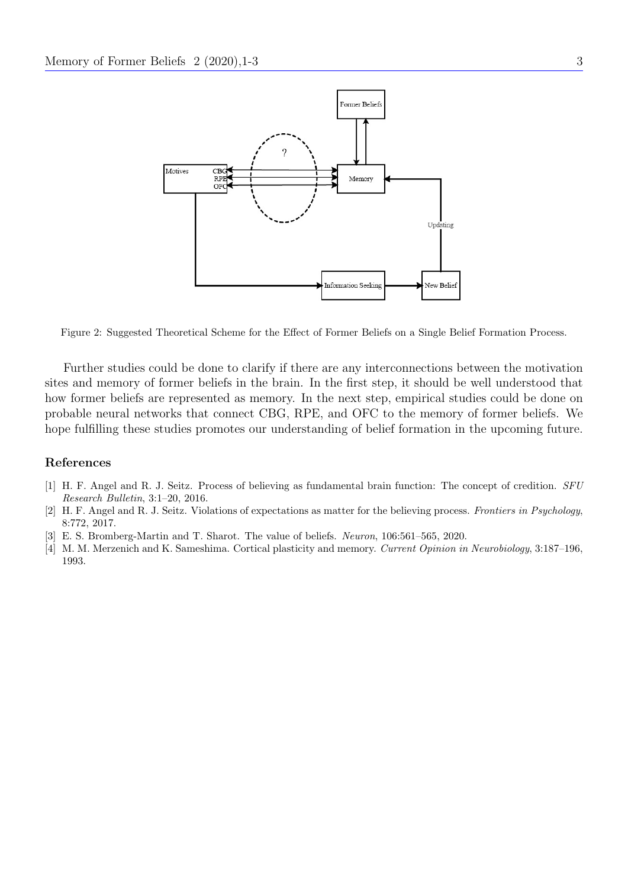Former Beliefs

Motives

CBG

RPE

OFC

?

Memory

Updating

Information Seeking

New Belief

Figure 2: Suggested Theoretical Scheme for the Effect of Former Beliefs on a Single Belief Formation Process.

Further studies could be done to clarify if there are any interconnections between the motivation sites and memory of former beliefs in the brain. In the first step, it should be well understood that how former beliefs are represented as memory. In the next step, empirical studies could be done on probable neural networks that connect CBG, RPE, and OFC to the memory of former beliefs. We hope fulfilling these studies promotes our understanding of belief formation in the upcoming future.

## References

[1] H. F. Angel and R. J. Seitz. Process of believing as fundamental brain function: The concept of credition. *SFU Research Bulletin*, 3:1–20, 2016.

[2] H. F. Angel and R. J. Seitz. Violations of expectations as matter for the believing process. *Frontiers in Psychology*, 8:772, 2017.

[3] E. S. Bromberg-Martin and T. Sharot. The value of beliefs. *Neuron*, 106:561–565, 2020.

[4] M. M. Merzenich and K. Sameshima. Cortical plasticity and memory. *Current Opinion in Neurobiology*, 3:187–196, 1993.